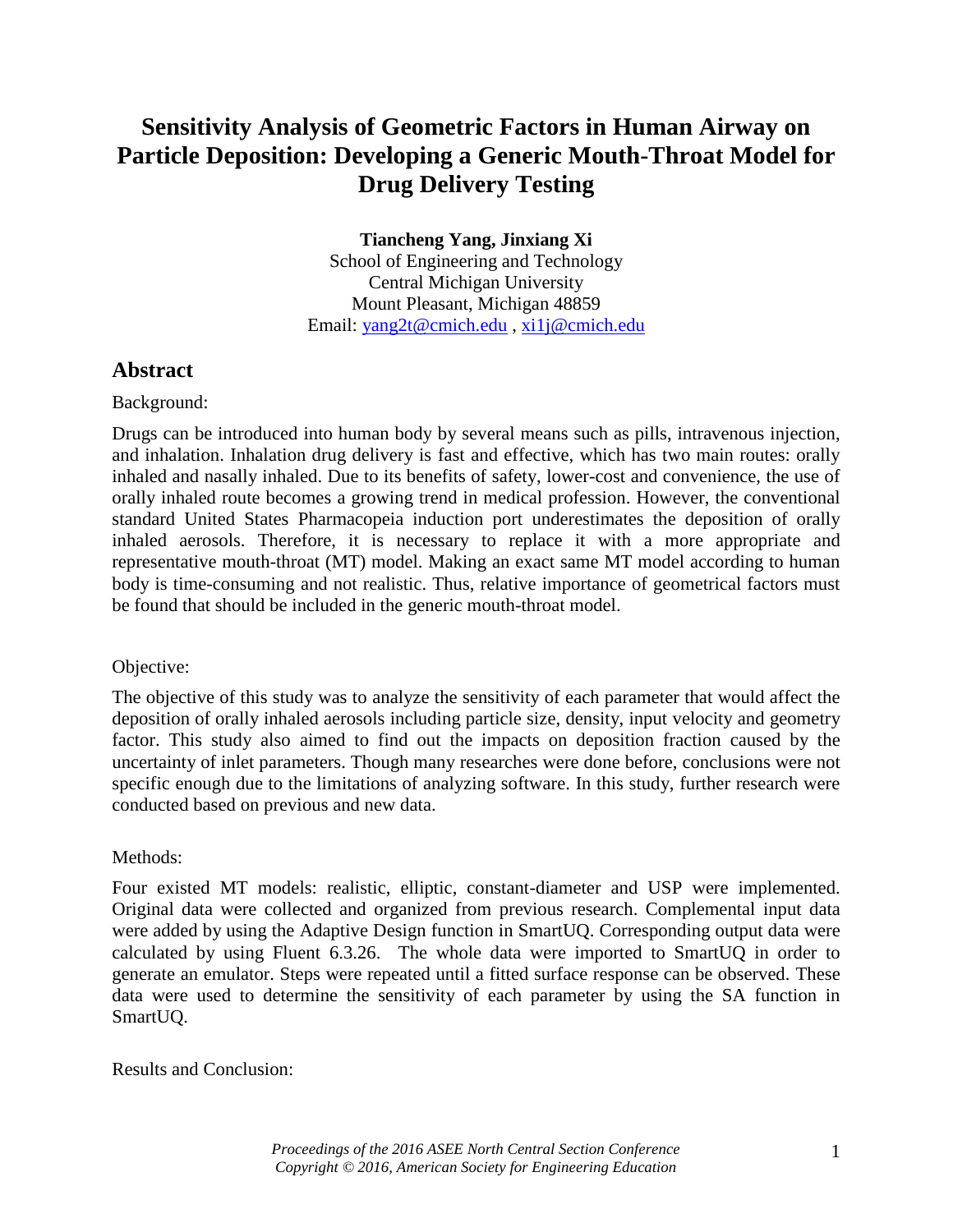# Sensitivity Analysis of Geometric Factors in Human Airway on Particle Deposition: Developing a Generic Mouth-Throat Model for Drug Delivery Testing

**Tiancheng Yang, Jinxiang Xi**
School of Engineering and Technology
Central Michigan University
Mount Pleasant, Michigan 48859
Email: yang2t@cmich.edu , xi1j@cmich.edu

## Abstract

Background:

Drugs can be introduced into human body by several means such as pills, intravenous injection, and inhalation. Inhalation drug delivery is fast and effective, which has two main routes: orally inhaled and nasally inhaled. Due to its benefits of safety, lower-cost and convenience, the use of orally inhaled route becomes a growing trend in medical profession. However, the conventional standard United States Pharmacopeia induction port underestimates the deposition of orally inhaled aerosols. Therefore, it is necessary to replace it with a more appropriate and representative mouth-throat (MT) model. Making an exact same MT model according to human body is time-consuming and not realistic. Thus, relative importance of geometrical factors must be found that should be included in the generic mouth-throat model.

Objective:

The objective of this study was to analyze the sensitivity of each parameter that would affect the deposition of orally inhaled aerosols including particle size, density, input velocity and geometry factor. This study also aimed to find out the impacts on deposition fraction caused by the uncertainty of inlet parameters. Though many researches were done before, conclusions were not specific enough due to the limitations of analyzing software. In this study, further research were conducted based on previous and new data.

Methods:

Four existed MT models: realistic, elliptic, constant-diameter and USP were implemented. Original data were collected and organized from previous research. Complemental input data were added by using the Adaptive Design function in SmartUQ. Corresponding output data were calculated by using Fluent 6.3.26. The whole data were imported to SmartUQ in order to generate an emulator. Steps were repeated until a fitted surface response can be observed. These data were used to determine the sensitivity of each parameter by using the SA function in SmartUQ.

Results and Conclusion: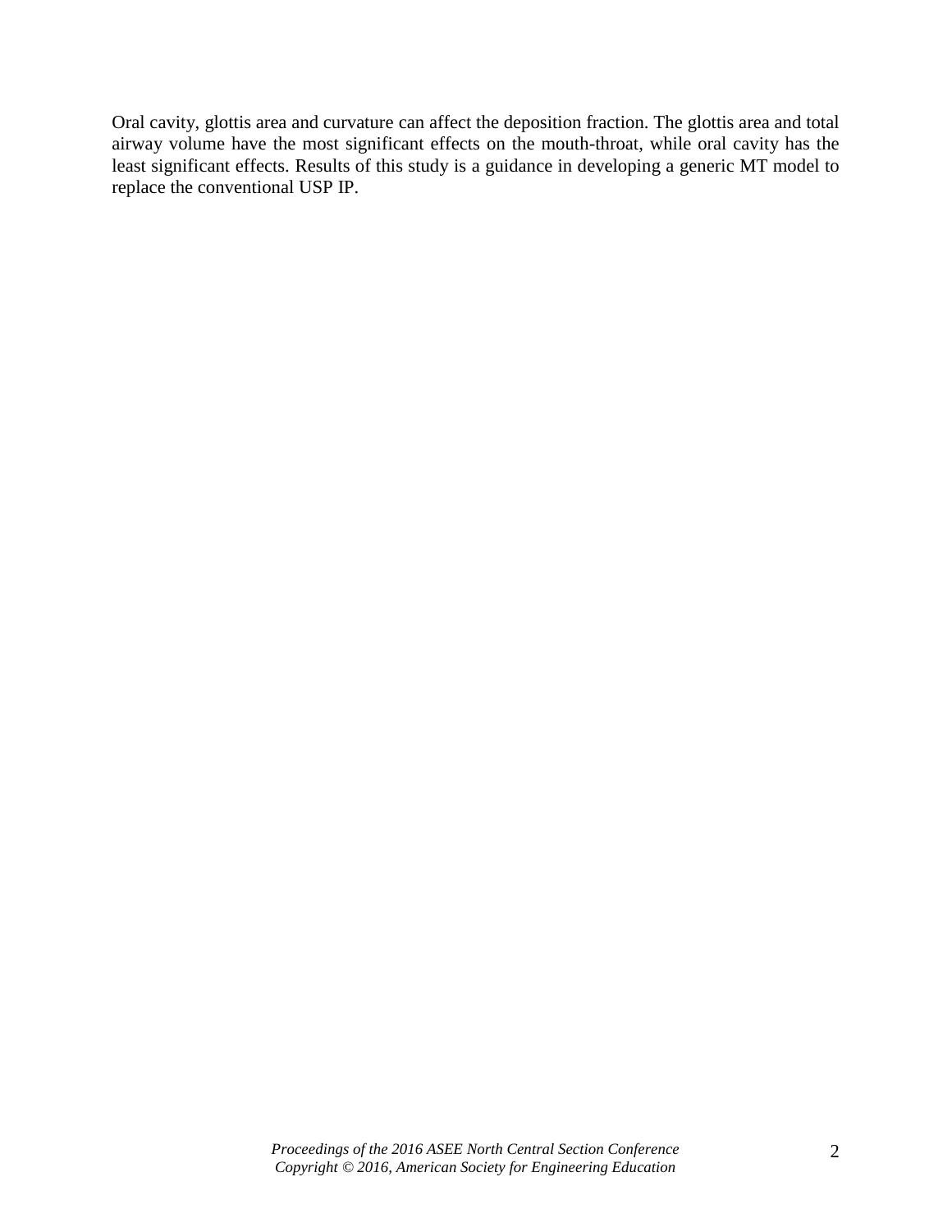Oral cavity, glottis area and curvature can affect the deposition fraction. The glottis area and total airway volume have the most significant effects on the mouth-throat, while oral cavity has the least significant effects. Results of this study is a guidance in developing a generic MT model to replace the conventional USP IP.